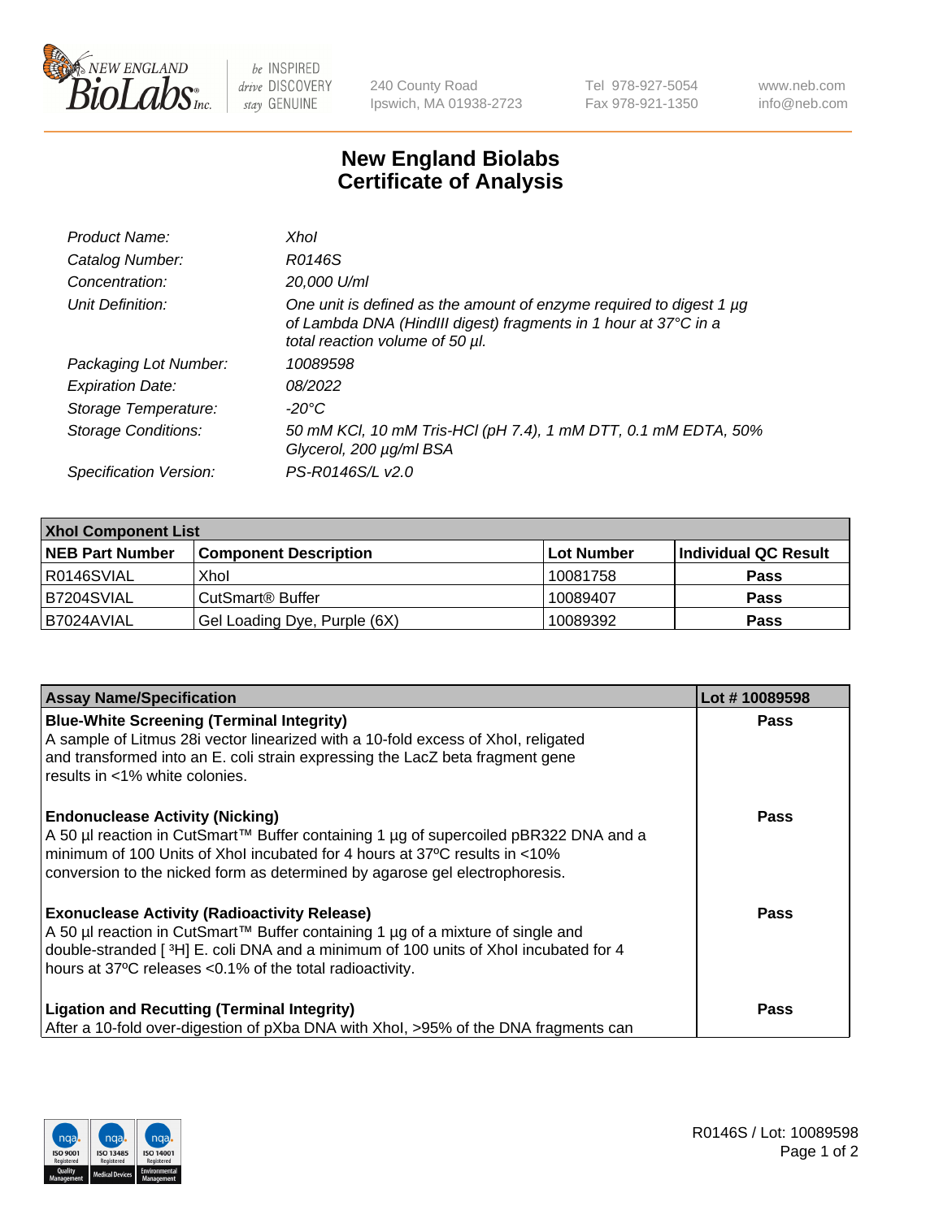# New England Biolabs Certificate of Analysis

| | |
|---|---|
| *Product Name:* | *XhoI* |
| *Catalog Number:* | *R0146S* |
| *Concentration:* | *20,000 U/ml* |
| *Unit Definition:* | *One unit is defined as the amount of enzyme required to digest 1 µg of Lambda DNA (HindIII digest) fragments in 1 hour at 37°C in a total reaction volume of 50 µl.* |
| *Packaging Lot Number:* | *10089598* |
| *Expiration Date:* | *08/2022* |
| *Storage Temperature:* | *-20°C* |
| *Storage Conditions:* | *50 mM KCl, 10 mM Tris-HCl (pH 7.4), 1 mM DTT, 0.1 mM EDTA, 50% Glycerol, 200 µg/ml BSA* |
| *Specification Version:* | *PS-R0146S/L v2.0* |

| XhoI Component List | | | |
|---|---|---|---|
| **NEB Part Number** | **Component Description** | **Lot Number** | **Individual QC Result** |
| R0146SVIAL | XhoI | 10081758 | **Pass** |
| B7204SVIAL | CutSmart® Buffer | 10089407 | **Pass** |
| B7024AVIAL | Gel Loading Dye, Purple (6X) | 10089392 | **Pass** |

| Assay Name/Specification | Lot # 10089598 |
|---|---|
| **Blue-White Screening (Terminal Integrity)**<br>A sample of Litmus 28i vector linearized with a 10-fold excess of XhoI, religated and transformed into an E. coli strain expressing the LacZ beta fragment gene results in <1% white colonies. | **Pass** |
| **Endonuclease Activity (Nicking)**<br>A 50 µl reaction in CutSmart™ Buffer containing 1 µg of supercoiled pBR322 DNA and a minimum of 100 Units of XhoI incubated for 4 hours at 37ºC results in <10% conversion to the nicked form as determined by agarose gel electrophoresis. | **Pass** |
| **Exonuclease Activity (Radioactivity Release)**<br>A 50 µl reaction in CutSmart™ Buffer containing 1 µg of a mixture of single and double-stranded [ $^3$H] E. coli DNA and a minimum of 100 units of XhoI incubated for 4 hours at 37ºC releases <0.1% of the total radioactivity. | **Pass** |
| **Ligation and Recutting (Terminal Integrity)**<br>After a 10-fold over-digestion of pXba DNA with XhoI, >95% of the DNA fragments can | **Pass** |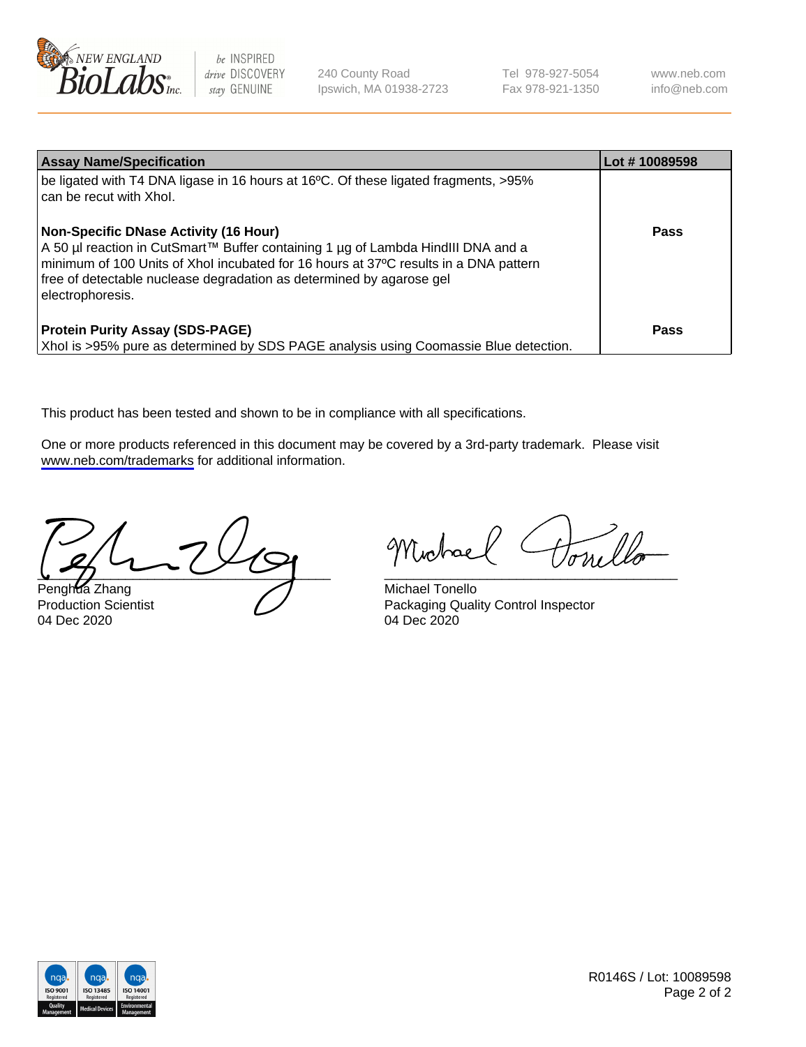| Assay Name/Specification | Lot # 10089598 |
|---|---|
| be ligated with T4 DNA ligase in 16 hours at 16ºC. Of these ligated fragments, >95% can be recut with XhoI. | |
| **Non-Specific DNase Activity (16 Hour)**<br>A 50 µl reaction in CutSmart™ Buffer containing 1 µg of Lambda HindIII DNA and a minimum of 100 Units of XhoI incubated for 16 hours at 37ºC results in a DNA pattern free of detectable nuclease degradation as determined by agarose gel electrophoresis. | **Pass** |
| **Protein Purity Assay (SDS-PAGE)**<br>XhoI is >95% pure as determined by SDS PAGE analysis using Coomassie Blue detection. | **Pass** |

This product has been tested and shown to be in compliance with all specifications.

One or more products referenced in this document may be covered by a 3rd-party trademark. Please visit www.neb.com/trademarks for additional information.

Penghua Zhang
Production Scientist
04 Dec 2020

Michael Tonello
Packaging Quality Control Inspector
04 Dec 2020

R0146S / Lot: 10089598